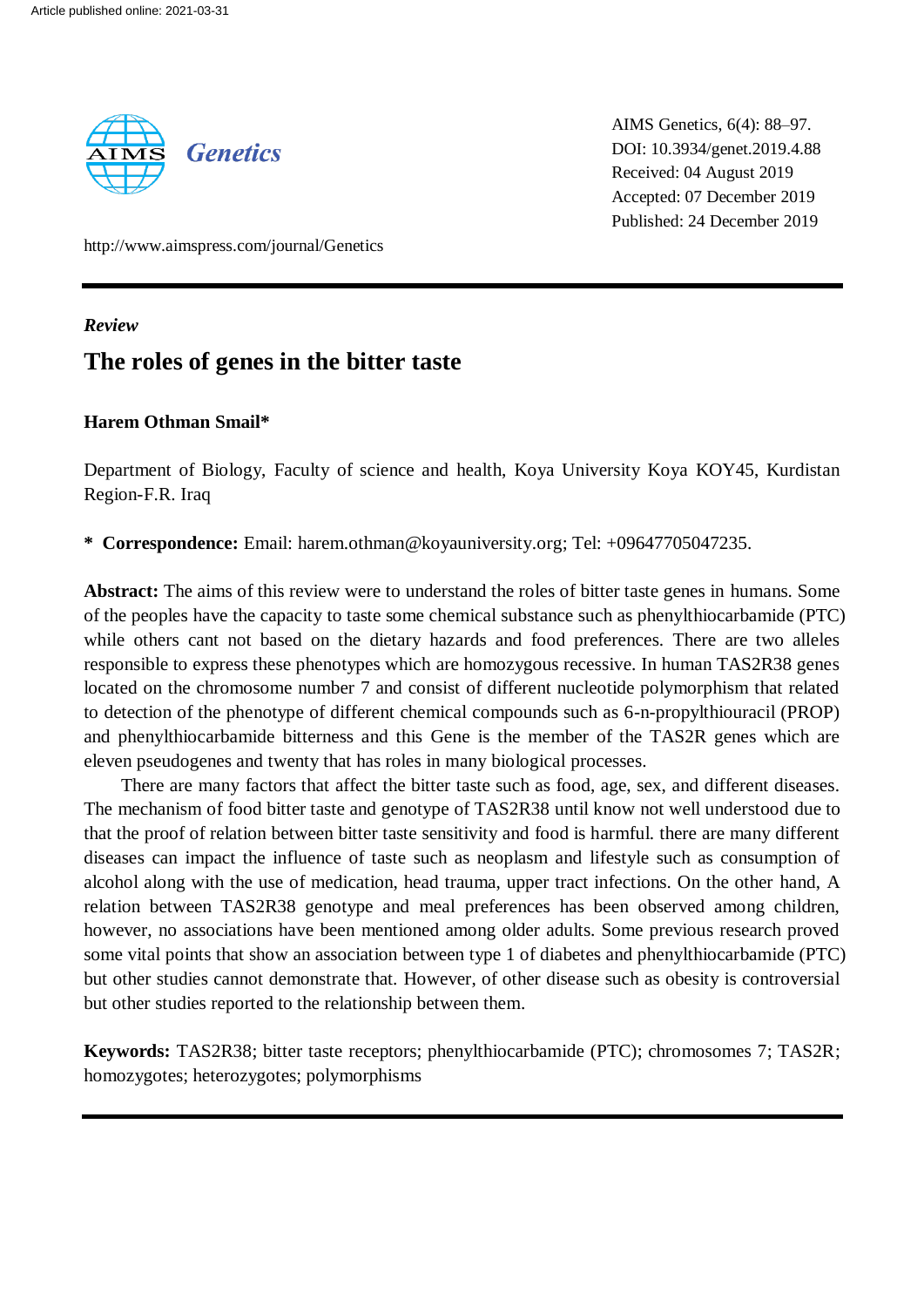*Review*

# The roles of genes in the bitter taste

**Harem Othman Smail***

Department of Biology, Faculty of science and health, Koya University Koya KOY45, Kurdistan Region-F.R. Iraq

**\* Correspondence:** Email: harem.othman@koyauniversity.org; Tel: +09647705047235.

**Abstract:** The aims of this review were to understand the roles of bitter taste genes in humans. Some of the peoples have the capacity to taste some chemical substance such as phenylthiocarbamide (PTC) while others cant not based on the dietary hazards and food preferences. There are two alleles responsible to express these phenotypes which are homozygous recessive. In human TAS2R38 genes located on the chromosome number 7 and consist of different nucleotide polymorphism that related to detection of the phenotype of different chemical compounds such as 6-n-propylthiouracil (PROP) and phenylthiocarbamide bitterness and this Gene is the member of the TAS2R genes which are eleven pseudogenes and twenty that has roles in many biological processes.

There are many factors that affect the bitter taste such as food, age, sex, and different diseases. The mechanism of food bitter taste and genotype of TAS2R38 until know not well understood due to that the proof of relation between bitter taste sensitivity and food is harmful. there are many different diseases can impact the influence of taste such as neoplasm and lifestyle such as consumption of alcohol along with the use of medication, head trauma, upper tract infections. On the other hand, A relation between TAS2R38 genotype and meal preferences has been observed among children, however, no associations have been mentioned among older adults. Some previous research proved some vital points that show an association between type 1 of diabetes and phenylthiocarbamide (PTC) but other studies cannot demonstrate that. However, of other disease such as obesity is controversial but other studies reported to the relationship between them.

**Keywords:** TAS2R38; bitter taste receptors; phenylthiocarbamide (PTC); chromosomes 7; TAS2R; homozygotes; heterozygotes; polymorphisms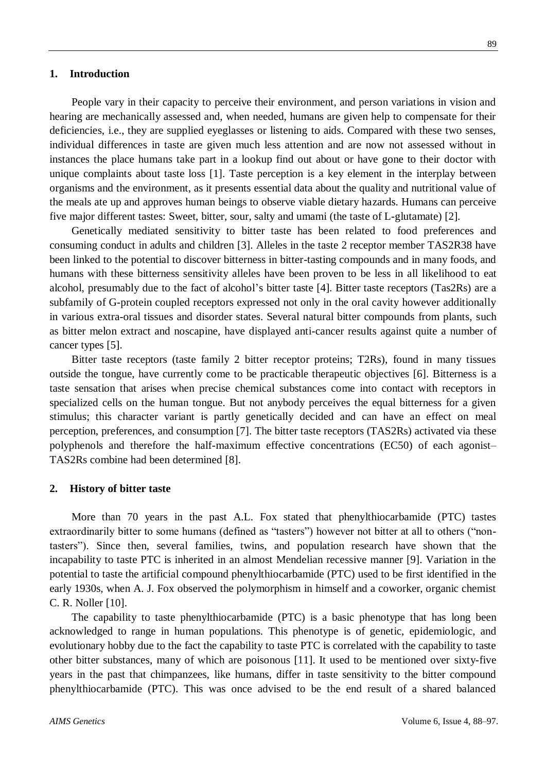## 1. Introduction

People vary in their capacity to perceive their environment, and person variations in vision and hearing are mechanically assessed and, when needed, humans are given help to compensate for their deficiencies, i.e., they are supplied eyeglasses or listening to aids. Compared with these two senses, individual differences in taste are given much less attention and are now not assessed without in instances the place humans take part in a lookup find out about or have gone to their doctor with unique complaints about taste loss [1]. Taste perception is a key element in the interplay between organisms and the environment, as it presents essential data about the quality and nutritional value of the meals ate up and approves human beings to observe viable dietary hazards. Humans can perceive five major different tastes: Sweet, bitter, sour, salty and umami (the taste of L-glutamate) [2].

Genetically mediated sensitivity to bitter taste has been related to food preferences and consuming conduct in adults and children [3]. Alleles in the taste 2 receptor member TAS2R38 have been linked to the potential to discover bitterness in bitter-tasting compounds and in many foods, and humans with these bitterness sensitivity alleles have been proven to be less in all likelihood to eat alcohol, presumably due to the fact of alcohol's bitter taste [4]. Bitter taste receptors (Tas2Rs) are a subfamily of G-protein coupled receptors expressed not only in the oral cavity however additionally in various extra-oral tissues and disorder states. Several natural bitter compounds from plants, such as bitter melon extract and noscapine, have displayed anti-cancer results against quite a number of cancer types [5].

Bitter taste receptors (taste family 2 bitter receptor proteins; T2Rs), found in many tissues outside the tongue, have currently come to be practicable therapeutic objectives [6]. Bitterness is a taste sensation that arises when precise chemical substances come into contact with receptors in specialized cells on the human tongue. But not anybody perceives the equal bitterness for a given stimulus; this character variant is partly genetically decided and can have an effect on meal perception, preferences, and consumption [7]. The bitter taste receptors (TAS2Rs) activated via these polyphenols and therefore the half-maximum effective concentrations (EC50) of each agonist–TAS2Rs combine had been determined [8].

## 2. History of bitter taste

More than 70 years in the past A.L. Fox stated that phenylthiocarbamide (PTC) tastes extraordinarily bitter to some humans (defined as "tasters") however not bitter at all to others ("non-tasters"). Since then, several families, twins, and population research have shown that the incapability to taste PTC is inherited in an almost Mendelian recessive manner [9]. Variation in the potential to taste the artificial compound phenylthiocarbamide (PTC) used to be first identified in the early 1930s, when A. J. Fox observed the polymorphism in himself and a coworker, organic chemist C. R. Noller [10].

The capability to taste phenylthiocarbamide (PTC) is a basic phenotype that has long been acknowledged to range in human populations. This phenotype is of genetic, epidemiologic, and evolutionary hobby due to the fact the capability to taste PTC is correlated with the capability to taste other bitter substances, many of which are poisonous [11]. It used to be mentioned over sixty-five years in the past that chimpanzees, like humans, differ in taste sensitivity to the bitter compound phenylthiocarbamide (PTC). This was once advised to be the end result of a shared balanced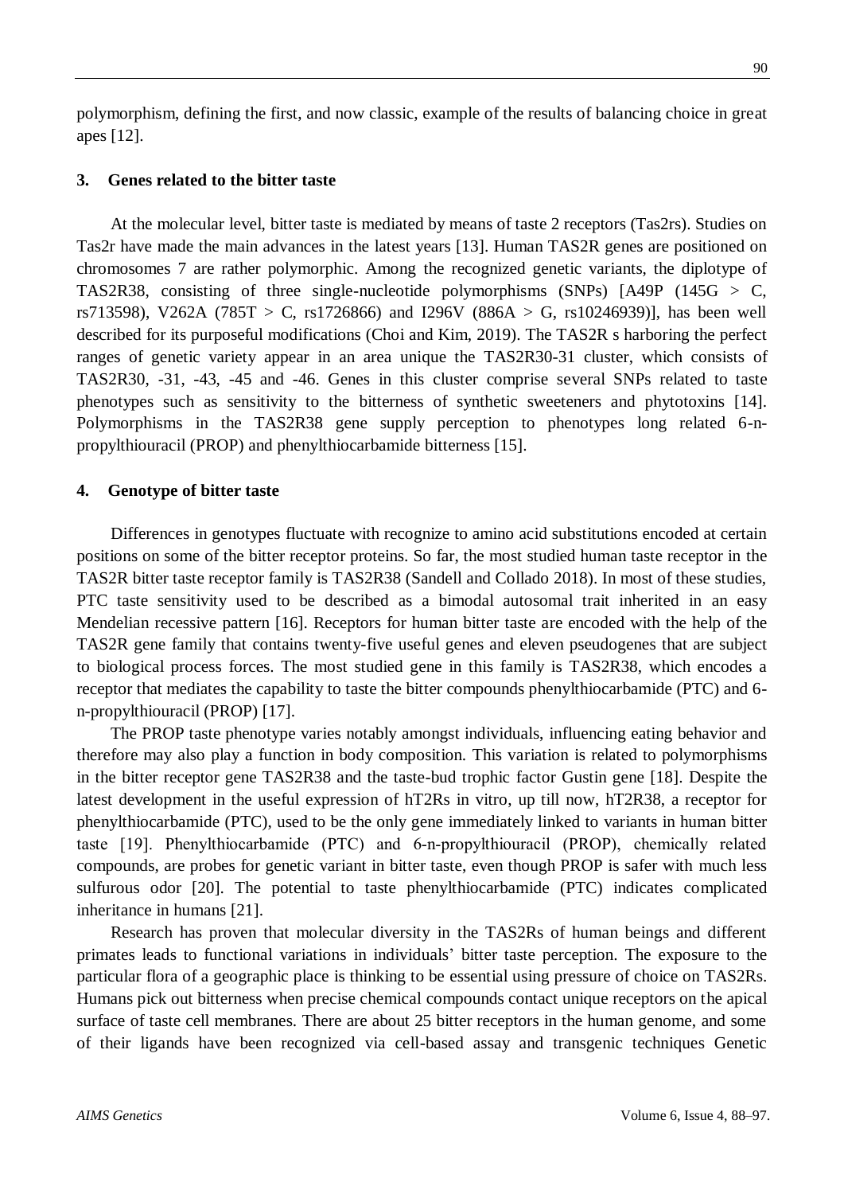polymorphism, defining the first, and now classic, example of the results of balancing choice in great apes [12].

## 3. Genes related to the bitter taste

At the molecular level, bitter taste is mediated by means of taste 2 receptors (Tas2rs). Studies on Tas2r have made the main advances in the latest years [13]. Human TAS2R genes are positioned on chromosomes 7 are rather polymorphic. Among the recognized genetic variants, the diplotype of TAS2R38, consisting of three single-nucleotide polymorphisms (SNPs) [A49P (145G > C, rs713598), V262A (785T > C, rs1726866) and I296V (886A > G, rs10246939)], has been well described for its purposeful modifications (Choi and Kim, 2019). The TAS2R s harboring the perfect ranges of genetic variety appear in an area unique the TAS2R30-31 cluster, which consists of TAS2R30, -31, -43, -45 and -46. Genes in this cluster comprise several SNPs related to taste phenotypes such as sensitivity to the bitterness of synthetic sweeteners and phytotoxins [14]. Polymorphisms in the TAS2R38 gene supply perception to phenotypes long related 6-n-propylthiouracil (PROP) and phenylthiocarbamide bitterness [15].

## 4. Genotype of bitter taste

Differences in genotypes fluctuate with recognize to amino acid substitutions encoded at certain positions on some of the bitter receptor proteins. So far, the most studied human taste receptor in the TAS2R bitter taste receptor family is TAS2R38 (Sandell and Collado 2018). In most of these studies, PTC taste sensitivity used to be described as a bimodal autosomal trait inherited in an easy Mendelian recessive pattern [16]. Receptors for human bitter taste are encoded with the help of the TAS2R gene family that contains twenty-five useful genes and eleven pseudogenes that are subject to biological process forces. The most studied gene in this family is TAS2R38, which encodes a receptor that mediates the capability to taste the bitter compounds phenylthiocarbamide (PTC) and 6-n-propylthiouracil (PROP) [17].

The PROP taste phenotype varies notably amongst individuals, influencing eating behavior and therefore may also play a function in body composition. This variation is related to polymorphisms in the bitter receptor gene TAS2R38 and the taste-bud trophic factor Gustin gene [18]. Despite the latest development in the useful expression of hT2Rs in vitro, up till now, hT2R38, a receptor for phenylthiocarbamide (PTC), used to be the only gene immediately linked to variants in human bitter taste [19]. Phenylthiocarbamide (PTC) and 6-n-propylthiouracil (PROP), chemically related compounds, are probes for genetic variant in bitter taste, even though PROP is safer with much less sulfurous odor [20]. The potential to taste phenylthiocarbamide (PTC) indicates complicated inheritance in humans [21].

Research has proven that molecular diversity in the TAS2Rs of human beings and different primates leads to functional variations in individuals' bitter taste perception. The exposure to the particular flora of a geographic place is thinking to be essential using pressure of choice on TAS2Rs. Humans pick out bitterness when precise chemical compounds contact unique receptors on the apical surface of taste cell membranes. There are about 25 bitter receptors in the human genome, and some of their ligands have been recognized via cell-based assay and transgenic techniques Genetic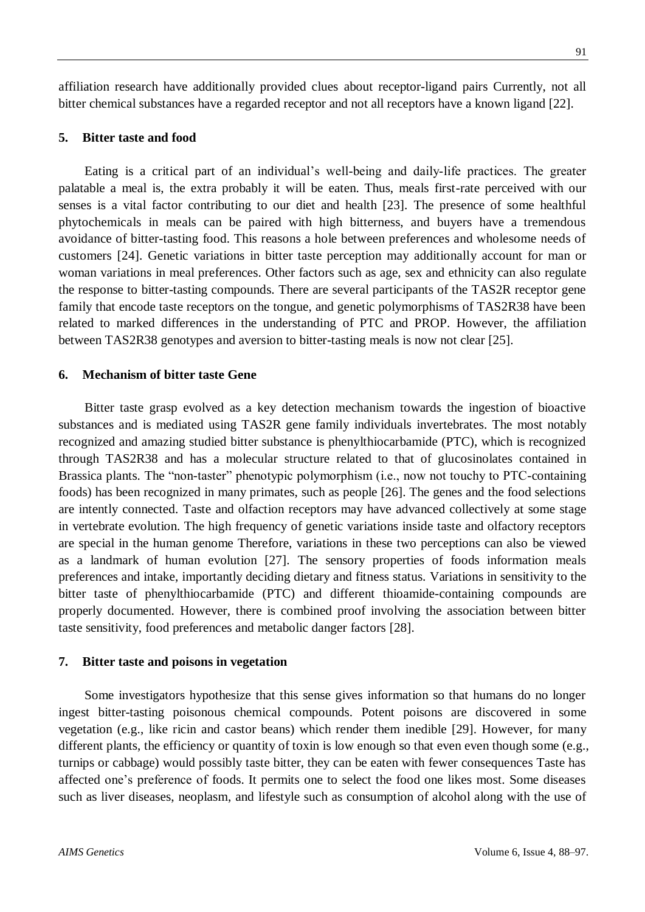affiliation research have additionally provided clues about receptor-ligand pairs Currently, not all bitter chemical substances have a regarded receptor and not all receptors have a known ligand [22].

## 5. Bitter taste and food

Eating is a critical part of an individual's well-being and daily-life practices. The greater palatable a meal is, the extra probably it will be eaten. Thus, meals first-rate perceived with our senses is a vital factor contributing to our diet and health [23]. The presence of some healthful phytochemicals in meals can be paired with high bitterness, and buyers have a tremendous avoidance of bitter-tasting food. This reasons a hole between preferences and wholesome needs of customers [24]. Genetic variations in bitter taste perception may additionally account for man or woman variations in meal preferences. Other factors such as age, sex and ethnicity can also regulate the response to bitter-tasting compounds. There are several participants of the TAS2R receptor gene family that encode taste receptors on the tongue, and genetic polymorphisms of TAS2R38 have been related to marked differences in the understanding of PTC and PROP. However, the affiliation between TAS2R38 genotypes and aversion to bitter-tasting meals is now not clear [25].

## 6. Mechanism of bitter taste Gene

Bitter taste grasp evolved as a key detection mechanism towards the ingestion of bioactive substances and is mediated using TAS2R gene family individuals invertebrates. The most notably recognized and amazing studied bitter substance is phenylthiocarbamide (PTC), which is recognized through TAS2R38 and has a molecular structure related to that of glucosinolates contained in Brassica plants. The "non-taster" phenotypic polymorphism (i.e., now not touchy to PTC-containing foods) has been recognized in many primates, such as people [26]. The genes and the food selections are intently connected. Taste and olfaction receptors may have advanced collectively at some stage in vertebrate evolution. The high frequency of genetic variations inside taste and olfactory receptors are special in the human genome Therefore, variations in these two perceptions can also be viewed as a landmark of human evolution [27]. The sensory properties of foods information meals preferences and intake, importantly deciding dietary and fitness status. Variations in sensitivity to the bitter taste of phenylthiocarbamide (PTC) and different thioamide-containing compounds are properly documented. However, there is combined proof involving the association between bitter taste sensitivity, food preferences and metabolic danger factors [28].

## 7. Bitter taste and poisons in vegetation

Some investigators hypothesize that this sense gives information so that humans do no longer ingest bitter-tasting poisonous chemical compounds. Potent poisons are discovered in some vegetation (e.g., like ricin and castor beans) which render them inedible [29]. However, for many different plants, the efficiency or quantity of toxin is low enough so that even even though some (e.g., turnips or cabbage) would possibly taste bitter, they can be eaten with fewer consequences Taste has affected one's preference of foods. It permits one to select the food one likes most. Some diseases such as liver diseases, neoplasm, and lifestyle such as consumption of alcohol along with the use of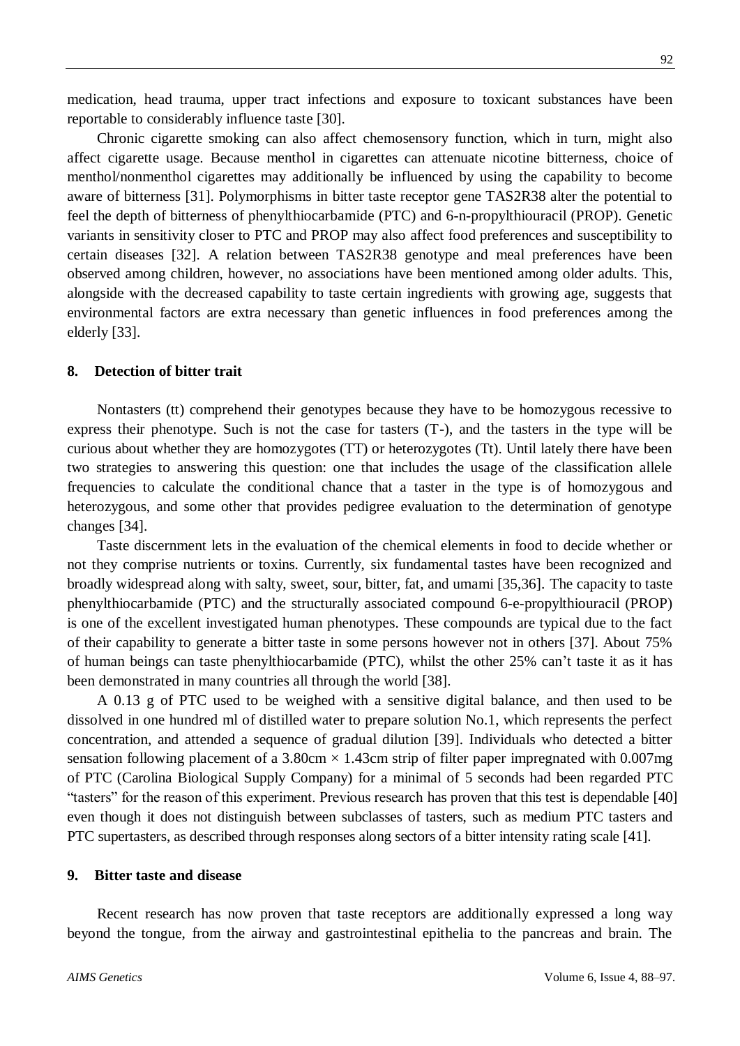medication, head trauma, upper tract infections and exposure to toxicant substances have been reportable to considerably influence taste [30].

Chronic cigarette smoking can also affect chemosensory function, which in turn, might also affect cigarette usage. Because menthol in cigarettes can attenuate nicotine bitterness, choice of menthol/nonmenthol cigarettes may additionally be influenced by using the capability to become aware of bitterness [31]. Polymorphisms in bitter taste receptor gene TAS2R38 alter the potential to feel the depth of bitterness of phenylthiocarbamide (PTC) and 6-n-propylthiouracil (PROP). Genetic variants in sensitivity closer to PTC and PROP may also affect food preferences and susceptibility to certain diseases [32]. A relation between TAS2R38 genotype and meal preferences have been observed among children, however, no associations have been mentioned among older adults. This, alongside with the decreased capability to taste certain ingredients with growing age, suggests that environmental factors are extra necessary than genetic influences in food preferences among the elderly [33].

## 8. Detection of bitter trait

Nontasters (tt) comprehend their genotypes because they have to be homozygous recessive to express their phenotype. Such is not the case for tasters (T-), and the tasters in the type will be curious about whether they are homozygotes (TT) or heterozygotes (Tt). Until lately there have been two strategies to answering this question: one that includes the usage of the classification allele frequencies to calculate the conditional chance that a taster in the type is of homozygous and heterozygous, and some other that provides pedigree evaluation to the determination of genotype changes [34].

Taste discernment lets in the evaluation of the chemical elements in food to decide whether or not they comprise nutrients or toxins. Currently, six fundamental tastes have been recognized and broadly widespread along with salty, sweet, sour, bitter, fat, and umami [35,36]. The capacity to taste phenylthiocarbamide (PTC) and the structurally associated compound 6-e-propylthiouracil (PROP) is one of the excellent investigated human phenotypes. These compounds are typical due to the fact of their capability to generate a bitter taste in some persons however not in others [37]. About 75% of human beings can taste phenylthiocarbamide (PTC), whilst the other 25% can't taste it as it has been demonstrated in many countries all through the world [38].

A 0.13 g of PTC used to be weighed with a sensitive digital balance, and then used to be dissolved in one hundred ml of distilled water to prepare solution No.1, which represents the perfect concentration, and attended a sequence of gradual dilution [39]. Individuals who detected a bitter sensation following placement of a 3.80cm × 1.43cm strip of filter paper impregnated with 0.007mg of PTC (Carolina Biological Supply Company) for a minimal of 5 seconds had been regarded PTC "tasters" for the reason of this experiment. Previous research has proven that this test is dependable [40] even though it does not distinguish between subclasses of tasters, such as medium PTC tasters and PTC supertasters, as described through responses along sectors of a bitter intensity rating scale [41].

## 9. Bitter taste and disease

Recent research has now proven that taste receptors are additionally expressed a long way beyond the tongue, from the airway and gastrointestinal epithelia to the pancreas and brain. The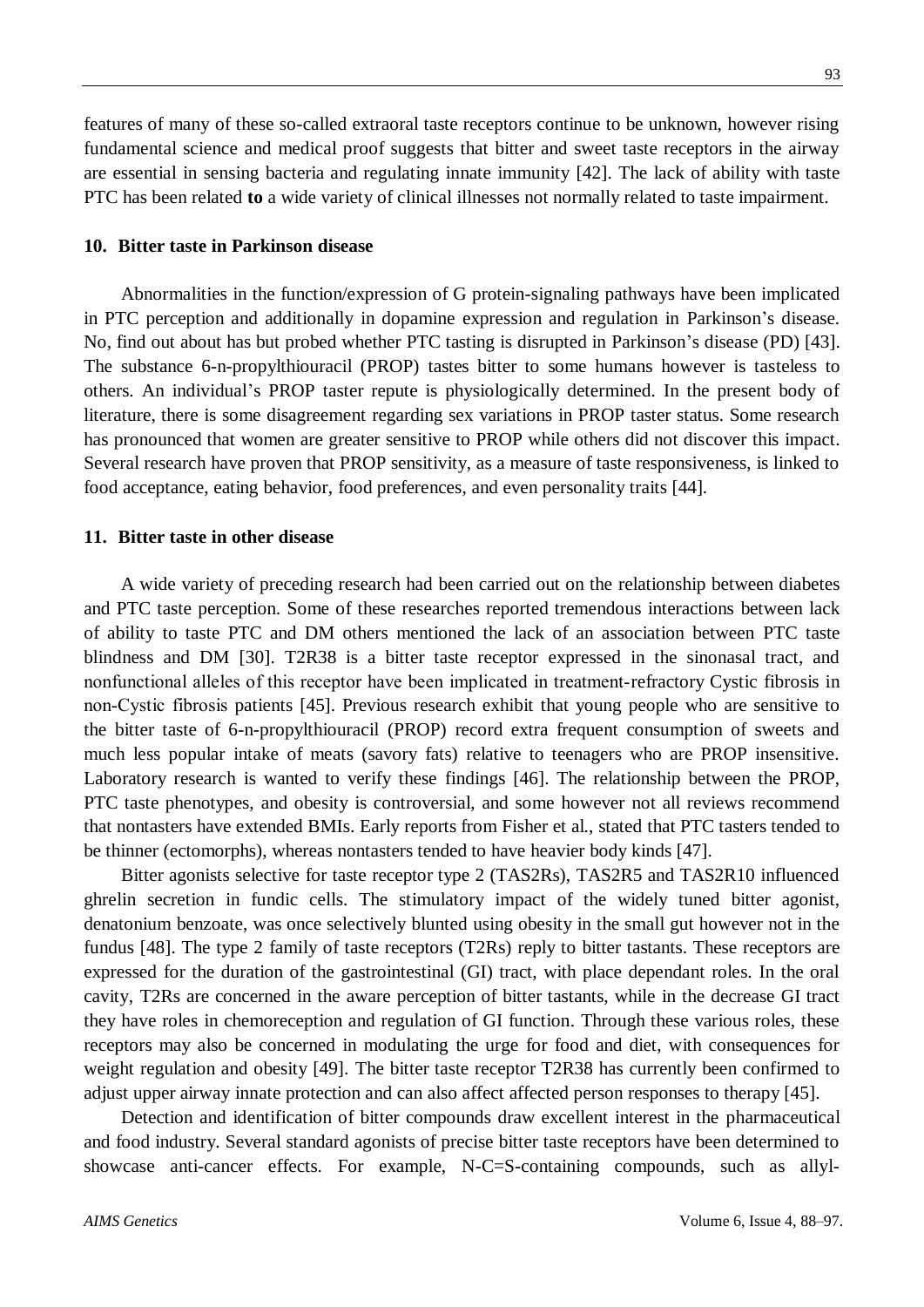features of many of these so-called extraoral taste receptors continue to be unknown, however rising fundamental science and medical proof suggests that bitter and sweet taste receptors in the airway are essential in sensing bacteria and regulating innate immunity [42]. The lack of ability with taste PTC has been related **to** a wide variety of clinical illnesses not normally related to taste impairment.

## 10. Bitter taste in Parkinson disease

Abnormalities in the function/expression of G protein-signaling pathways have been implicated in PTC perception and additionally in dopamine expression and regulation in Parkinson's disease. No, find out about has but probed whether PTC tasting is disrupted in Parkinson's disease (PD) [43]. The substance 6-n-propylthiouracil (PROP) tastes bitter to some humans however is tasteless to others. An individual's PROP taster repute is physiologically determined. In the present body of literature, there is some disagreement regarding sex variations in PROP taster status. Some research has pronounced that women are greater sensitive to PROP while others did not discover this impact. Several research have proven that PROP sensitivity, as a measure of taste responsiveness, is linked to food acceptance, eating behavior, food preferences, and even personality traits [44].

## 11. Bitter taste in other disease

A wide variety of preceding research had been carried out on the relationship between diabetes and PTC taste perception. Some of these researches reported tremendous interactions between lack of ability to taste PTC and DM others mentioned the lack of an association between PTC taste blindness and DM [30]. T2R38 is a bitter taste receptor expressed in the sinonasal tract, and nonfunctional alleles of this receptor have been implicated in treatment-refractory Cystic fibrosis in non-Cystic fibrosis patients [45]. Previous research exhibit that young people who are sensitive to the bitter taste of 6-n-propylthiouracil (PROP) record extra frequent consumption of sweets and much less popular intake of meats (savory fats) relative to teenagers who are PROP insensitive. Laboratory research is wanted to verify these findings [46]. The relationship between the PROP, PTC taste phenotypes, and obesity is controversial, and some however not all reviews recommend that nontasters have extended BMIs. Early reports from Fisher et al., stated that PTC tasters tended to be thinner (ectomorphs), whereas nontasters tended to have heavier body kinds [47].

Bitter agonists selective for taste receptor type 2 (TAS2Rs), TAS2R5 and TAS2R10 influenced ghrelin secretion in fundic cells. The stimulatory impact of the widely tuned bitter agonist, denatonium benzoate, was once selectively blunted using obesity in the small gut however not in the fundus [48]. The type 2 family of taste receptors (T2Rs) reply to bitter tastants. These receptors are expressed for the duration of the gastrointestinal (GI) tract, with place dependant roles. In the oral cavity, T2Rs are concerned in the aware perception of bitter tastants, while in the decrease GI tract they have roles in chemoreception and regulation of GI function. Through these various roles, these receptors may also be concerned in modulating the urge for food and diet, with consequences for weight regulation and obesity [49]. The bitter taste receptor T2R38 has currently been confirmed to adjust upper airway innate protection and can also affect affected person responses to therapy [45].

Detection and identification of bitter compounds draw excellent interest in the pharmaceutical and food industry. Several standard agonists of precise bitter taste receptors have been determined to showcase anti-cancer effects. For example, N-C=S-containing compounds, such as allyl-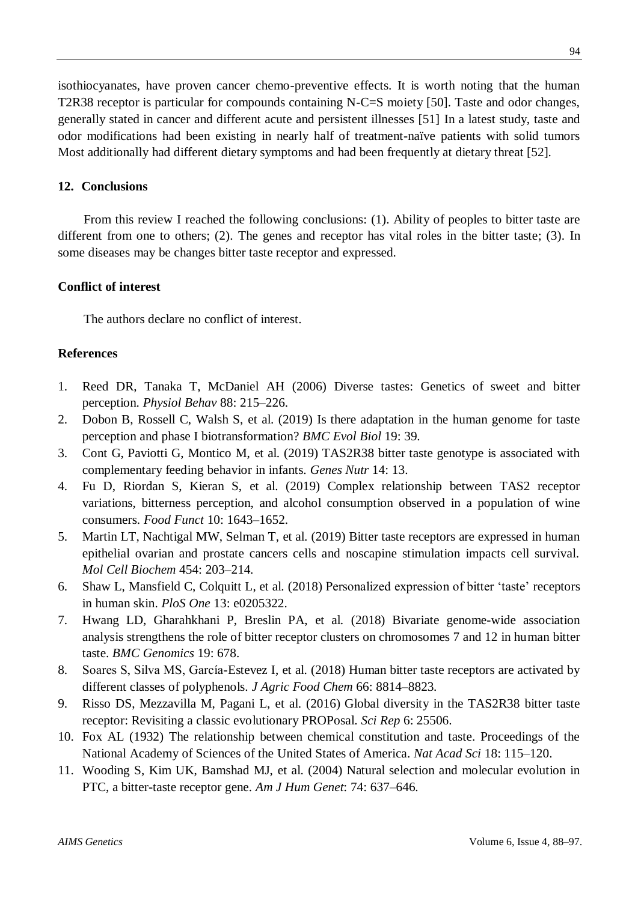isothiocyanates, have proven cancer chemo-preventive effects. It is worth noting that the human T2R38 receptor is particular for compounds containing N-C=S moiety [50]. Taste and odor changes, generally stated in cancer and different acute and persistent illnesses [51] In a latest study, taste and odor modifications had been existing in nearly half of treatment-naïve patients with solid tumors Most additionally had different dietary symptoms and had been frequently at dietary threat [52].

## 12. Conclusions

From this review I reached the following conclusions: (1). Ability of peoples to bitter taste are different from one to others; (2). The genes and receptor has vital roles in the bitter taste; (3). In some diseases may be changes bitter taste receptor and expressed.

## Conflict of interest

The authors declare no conflict of interest.

## References

1. Reed DR, Tanaka T, McDaniel AH (2006) Diverse tastes: Genetics of sweet and bitter perception. *Physiol Behav* 88: 215–226.
2. Dobon B, Rossell C, Walsh S, et al. (2019) Is there adaptation in the human genome for taste perception and phase I biotransformation? *BMC Evol Biol* 19: 39.
3. Cont G, Paviotti G, Montico M, et al. (2019) TAS2R38 bitter taste genotype is associated with complementary feeding behavior in infants. *Genes Nutr* 14: 13.
4. Fu D, Riordan S, Kieran S, et al. (2019) Complex relationship between TAS2 receptor variations, bitterness perception, and alcohol consumption observed in a population of wine consumers. *Food Funct* 10: 1643–1652.
5. Martin LT, Nachtigal MW, Selman T, et al. (2019) Bitter taste receptors are expressed in human epithelial ovarian and prostate cancers cells and noscapine stimulation impacts cell survival. *Mol Cell Biochem* 454: 203–214.
6. Shaw L, Mansfield C, Colquitt L, et al. (2018) Personalized expression of bitter 'taste' receptors in human skin. *PloS One* 13: e0205322.
7. Hwang LD, Gharahkhani P, Breslin PA, et al. (2018) Bivariate genome-wide association analysis strengthens the role of bitter receptor clusters on chromosomes 7 and 12 in human bitter taste. *BMC Genomics* 19: 678.
8. Soares S, Silva MS, García-Estevez I, et al. (2018) Human bitter taste receptors are activated by different classes of polyphenols. *J Agric Food Chem* 66: 8814–8823.
9. Risso DS, Mezzavilla M, Pagani L, et al. (2016) Global diversity in the TAS2R38 bitter taste receptor: Revisiting a classic evolutionary PROPosal. *Sci Rep* 6: 25506.
10. Fox AL (1932) The relationship between chemical constitution and taste. Proceedings of the National Academy of Sciences of the United States of America. *Nat Acad Sci* 18: 115–120.
11. Wooding S, Kim UK, Bamshad MJ, et al. (2004) Natural selection and molecular evolution in PTC, a bitter-taste receptor gene. *Am J Hum Genet*: 74: 637–646.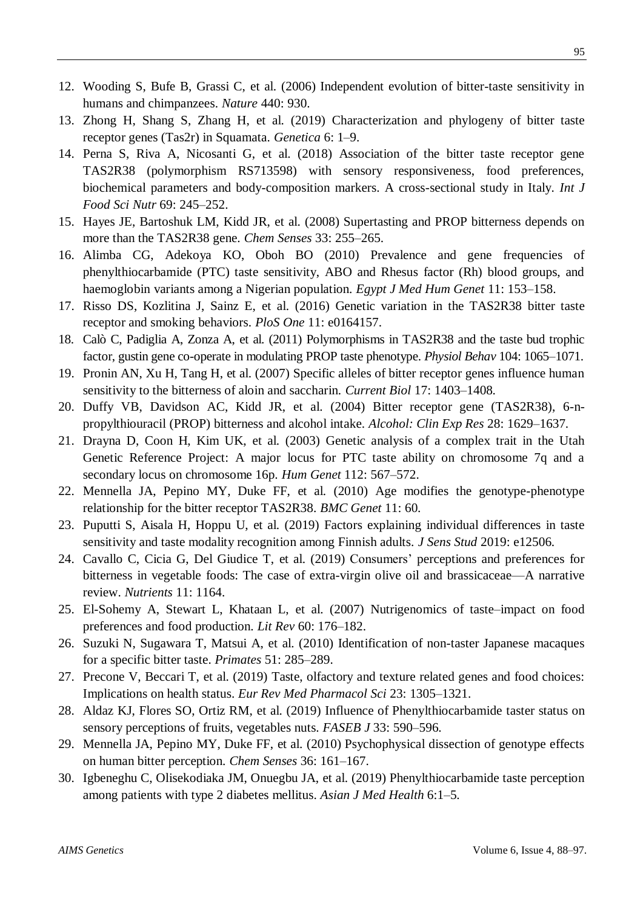12. Wooding S, Bufe B, Grassi C, et al. (2006) Independent evolution of bitter-taste sensitivity in humans and chimpanzees. *Nature* 440: 930.
13. Zhong H, Shang S, Zhang H, et al. (2019) Characterization and phylogeny of bitter taste receptor genes (Tas2r) in Squamata. *Genetica* 6: 1–9.
14. Perna S, Riva A, Nicosanti G, et al. (2018) Association of the bitter taste receptor gene TAS2R38 (polymorphism RS713598) with sensory responsiveness, food preferences, biochemical parameters and body-composition markers. A cross-sectional study in Italy. *Int J Food Sci Nutr* 69: 245–252.
15. Hayes JE, Bartoshuk LM, Kidd JR, et al. (2008) Supertasting and PROP bitterness depends on more than the TAS2R38 gene. *Chem Senses* 33: 255–265.
16. Alimba CG, Adekoya KO, Oboh BO (2010) Prevalence and gene frequencies of phenylthiocarbamide (PTC) taste sensitivity, ABO and Rhesus factor (Rh) blood groups, and haemoglobin variants among a Nigerian population. *Egypt J Med Hum Genet* 11: 153–158.
17. Risso DS, Kozlitina J, Sainz E, et al. (2016) Genetic variation in the TAS2R38 bitter taste receptor and smoking behaviors. *PloS One* 11: e0164157.
18. Calò C, Padiglia A, Zonza A, et al. (2011) Polymorphisms in TAS2R38 and the taste bud trophic factor, gustin gene co-operate in modulating PROP taste phenotype. *Physiol Behav* 104: 1065–1071.
19. Pronin AN, Xu H, Tang H, et al. (2007) Specific alleles of bitter receptor genes influence human sensitivity to the bitterness of aloin and saccharin. *Current Biol* 17: 1403–1408.
20. Duffy VB, Davidson AC, Kidd JR, et al. (2004) Bitter receptor gene (TAS2R38), 6-n-propylthiouracil (PROP) bitterness and alcohol intake. *Alcohol: Clin Exp Res* 28: 1629–1637.
21. Drayna D, Coon H, Kim UK, et al. (2003) Genetic analysis of a complex trait in the Utah Genetic Reference Project: A major locus for PTC taste ability on chromosome 7q and a secondary locus on chromosome 16p. *Hum Genet* 112: 567–572.
22. Mennella JA, Pepino MY, Duke FF, et al. (2010) Age modifies the genotype-phenotype relationship for the bitter receptor TAS2R38. *BMC Genet* 11: 60.
23. Puputti S, Aisala H, Hoppu U, et al. (2019) Factors explaining individual differences in taste sensitivity and taste modality recognition among Finnish adults. *J Sens Stud* 2019: e12506.
24. Cavallo C, Cicia G, Del Giudice T, et al. (2019) Consumers' perceptions and preferences for bitterness in vegetable foods: The case of extra-virgin olive oil and brassicaceae—A narrative review. *Nutrients* 11: 1164.
25. El-Sohemy A, Stewart L, Khataan L, et al. (2007) Nutrigenomics of taste–impact on food preferences and food production. *Lit Rev* 60: 176–182.
26. Suzuki N, Sugawara T, Matsui A, et al. (2010) Identification of non-taster Japanese macaques for a specific bitter taste. *Primates* 51: 285–289.
27. Precone V, Beccari T, et al. (2019) Taste, olfactory and texture related genes and food choices: Implications on health status. *Eur Rev Med Pharmacol Sci* 23: 1305–1321.
28. Aldaz KJ, Flores SO, Ortiz RM, et al. (2019) Influence of Phenylthiocarbamide taster status on sensory perceptions of fruits, vegetables nuts. *FASEB J* 33: 590–596.
29. Mennella JA, Pepino MY, Duke FF, et al. (2010) Psychophysical dissection of genotype effects on human bitter perception. *Chem Senses* 36: 161–167.
30. Igbeneghu C, Olisekodiaka JM, Onuegbu JA, et al. (2019) Phenylthiocarbamide taste perception among patients with type 2 diabetes mellitus. *Asian J Med Health* 6:1–5.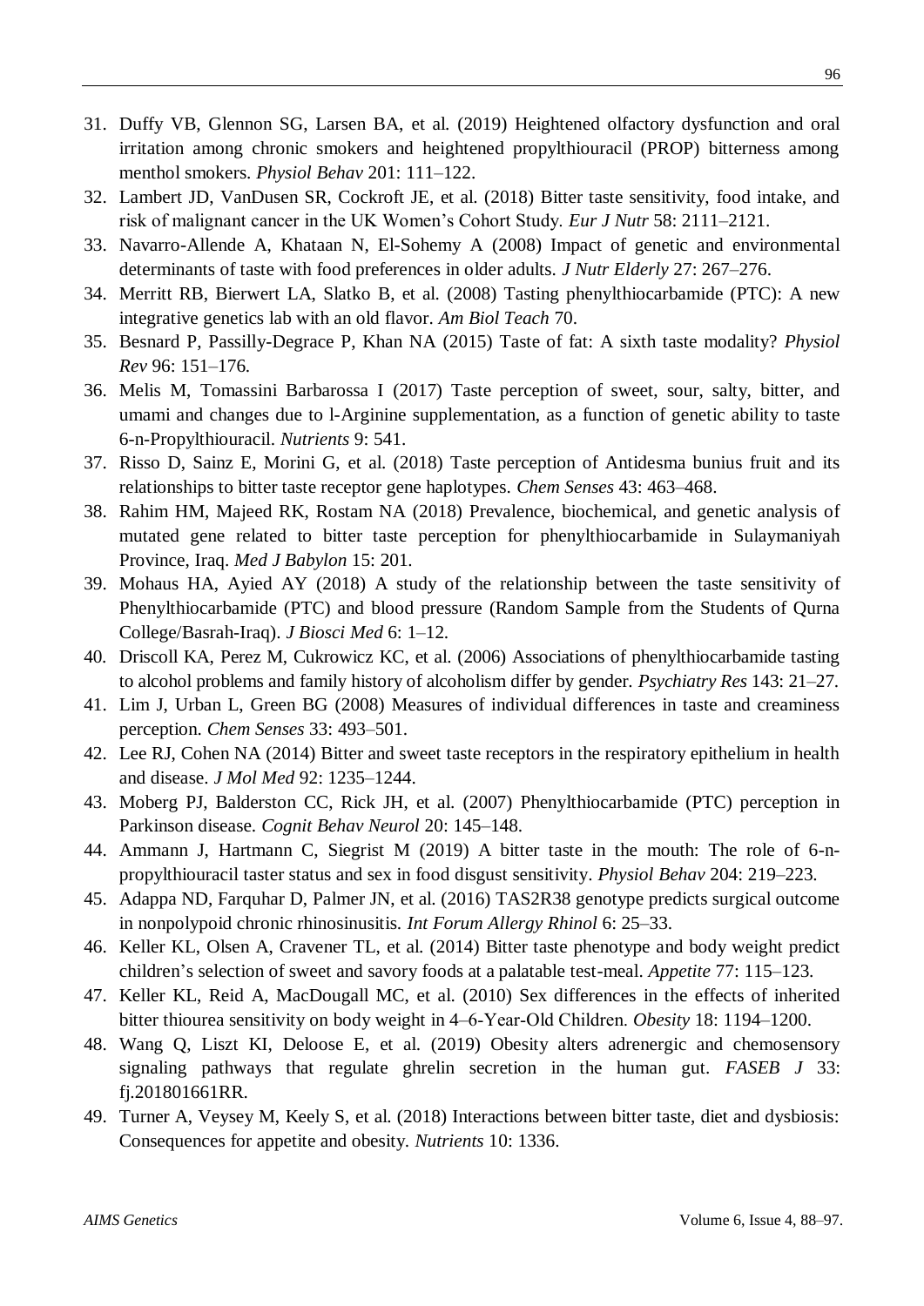31. Duffy VB, Glennon SG, Larsen BA, et al. (2019) Heightened olfactory dysfunction and oral irritation among chronic smokers and heightened propylthiouracil (PROP) bitterness among menthol smokers. *Physiol Behav* 201: 111–122.
32. Lambert JD, VanDusen SR, Cockroft JE, et al. (2018) Bitter taste sensitivity, food intake, and risk of malignant cancer in the UK Women's Cohort Study. *Eur J Nutr* 58: 2111–2121.
33. Navarro-Allende A, Khataan N, El-Sohemy A (2008) Impact of genetic and environmental determinants of taste with food preferences in older adults. *J Nutr Elderly* 27: 267–276.
34. Merritt RB, Bierwert LA, Slatko B, et al. (2008) Tasting phenylthiocarbamide (PTC): A new integrative genetics lab with an old flavor. *Am Biol Teach* 70.
35. Besnard P, Passilly-Degrace P, Khan NA (2015) Taste of fat: A sixth taste modality? *Physiol Rev* 96: 151–176.
36. Melis M, Tomassini Barbarossa I (2017) Taste perception of sweet, sour, salty, bitter, and umami and changes due to l-Arginine supplementation, as a function of genetic ability to taste 6-n-Propylthiouracil. *Nutrients* 9: 541.
37. Risso D, Sainz E, Morini G, et al. (2018) Taste perception of Antidesma bunius fruit and its relationships to bitter taste receptor gene haplotypes. *Chem Senses* 43: 463–468.
38. Rahim HM, Majeed RK, Rostam NA (2018) Prevalence, biochemical, and genetic analysis of mutated gene related to bitter taste perception for phenylthiocarbamide in Sulaymaniyah Province, Iraq. *Med J Babylon* 15: 201.
39. Mohaus HA, Ayied AY (2018) A study of the relationship between the taste sensitivity of Phenylthiocarbamide (PTC) and blood pressure (Random Sample from the Students of Qurna College/Basrah-Iraq). *J Biosci Med* 6: 1–12.
40. Driscoll KA, Perez M, Cukrowicz KC, et al. (2006) Associations of phenylthiocarbamide tasting to alcohol problems and family history of alcoholism differ by gender. *Psychiatry Res* 143: 21–27.
41. Lim J, Urban L, Green BG (2008) Measures of individual differences in taste and creaminess perception. *Chem Senses* 33: 493–501.
42. Lee RJ, Cohen NA (2014) Bitter and sweet taste receptors in the respiratory epithelium in health and disease. *J Mol Med* 92: 1235–1244.
43. Moberg PJ, Balderston CC, Rick JH, et al. (2007) Phenylthiocarbamide (PTC) perception in Parkinson disease. *Cognit Behav Neurol* 20: 145–148.
44. Ammann J, Hartmann C, Siegrist M (2019) A bitter taste in the mouth: The role of 6-n-propylthiouracil taster status and sex in food disgust sensitivity. *Physiol Behav* 204: 219–223.
45. Adappa ND, Farquhar D, Palmer JN, et al. (2016) TAS2R38 genotype predicts surgical outcome in nonpolypoid chronic rhinosinusitis. *Int Forum Allergy Rhinol* 6: 25–33.
46. Keller KL, Olsen A, Cravener TL, et al. (2014) Bitter taste phenotype and body weight predict children's selection of sweet and savory foods at a palatable test-meal. *Appetite* 77: 115–123.
47. Keller KL, Reid A, MacDougall MC, et al. (2010) Sex differences in the effects of inherited bitter thiourea sensitivity on body weight in 4–6-Year-Old Children. *Obesity* 18: 1194–1200.
48. Wang Q, Liszt KI, Deloose E, et al. (2019) Obesity alters adrenergic and chemosensory signaling pathways that regulate ghrelin secretion in the human gut. *FASEB J* 33: fj.201801661RR.
49. Turner A, Veysey M, Keely S, et al. (2018) Interactions between bitter taste, diet and dysbiosis: Consequences for appetite and obesity. *Nutrients* 10: 1336.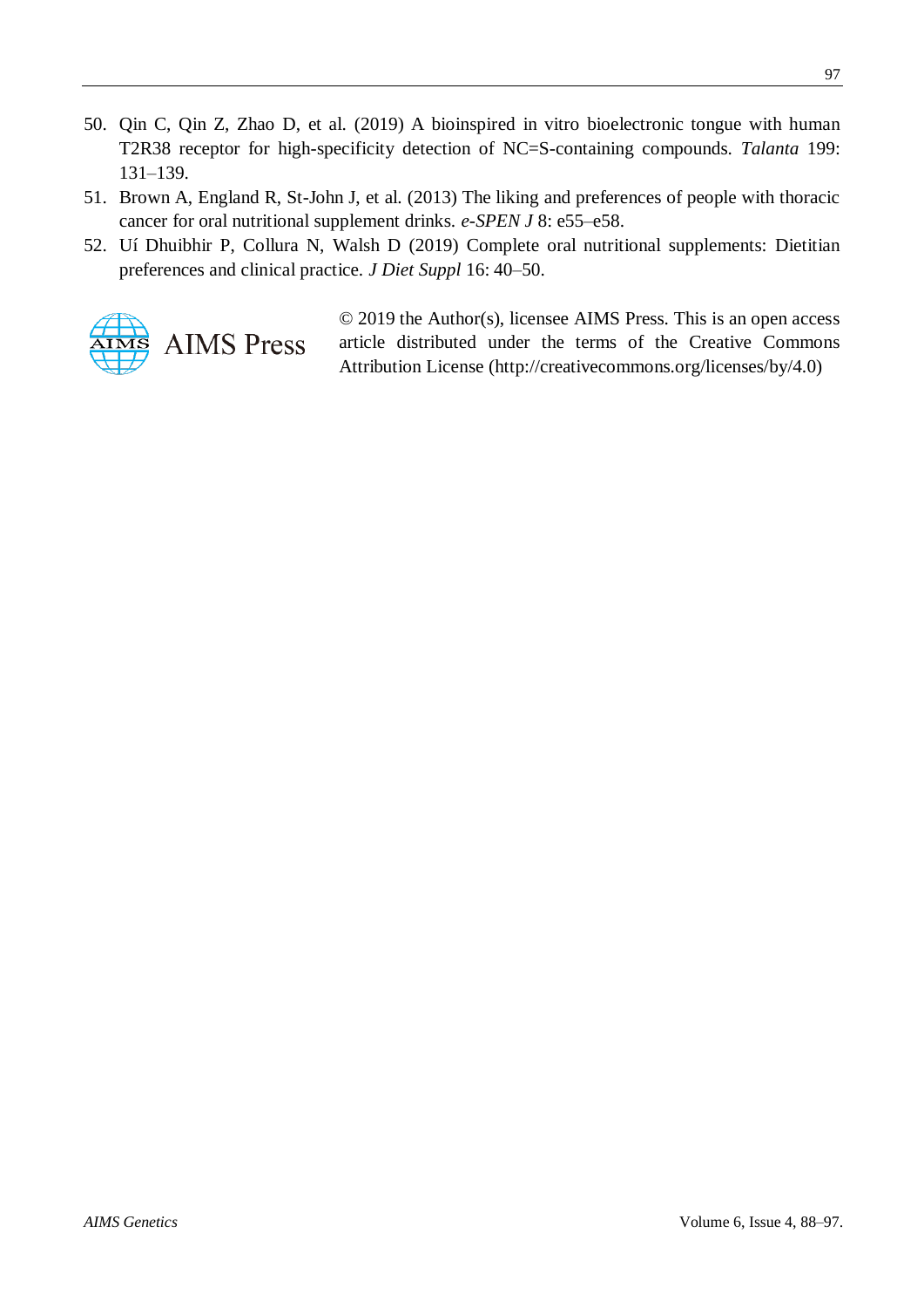50. Qin C, Qin Z, Zhao D, et al. (2019) A bioinspired in vitro bioelectronic tongue with human T2R38 receptor for high-specificity detection of NC=S-containing compounds. *Talanta* 199: 131–139.
51. Brown A, England R, St-John J, et al. (2013) The liking and preferences of people with thoracic cancer for oral nutritional supplement drinks. *e-SPEN J* 8: e55–e58.
52. Uí Dhuibhir P, Collura N, Walsh D (2019) Complete oral nutritional supplements: Dietitian preferences and clinical practice. *J Diet Suppl* 16: 40–50.

AIMS Press

© 2019 the Author(s), licensee AIMS Press. This is an open access article distributed under the terms of the Creative Commons Attribution License (http://creativecommons.org/licenses/by/4.0)